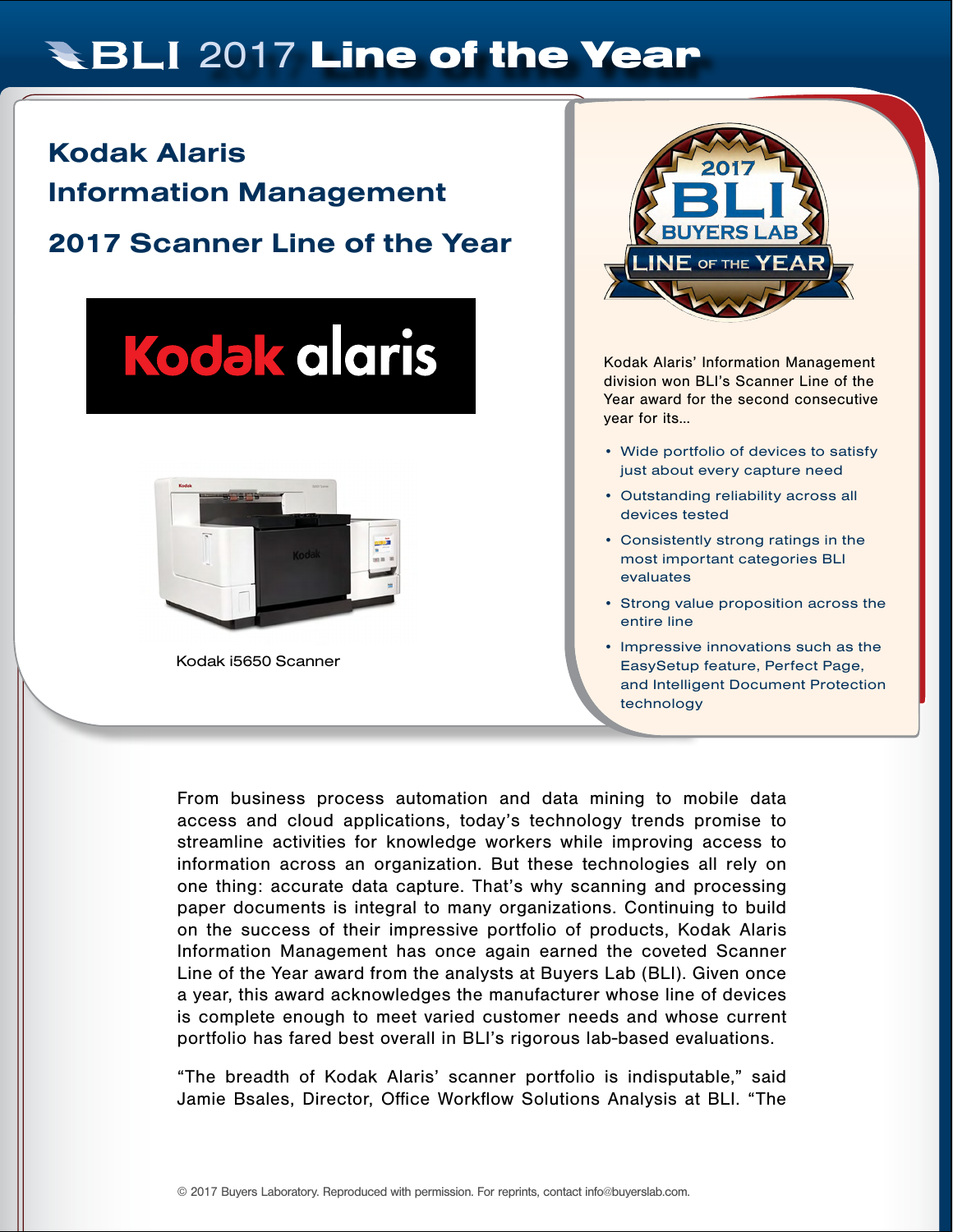# BLI 2017 Line of the Year

## Kodak Alaris Information Management

## 2017 Scanner Line of the Year

Kodak i5650 Scanner

Kodak Alaris' Information Management division won BLI's Scanner Line of the Year award for the second consecutive year for its...

- Wide portfolio of devices to satisfy just about every capture need
- Outstanding reliability across all devices tested
- Consistently strong ratings in the most important categories BLI evaluates
- Strong value proposition across the entire line
- Impressive innovations such as the EasySetup feature, Perfect Page, and Intelligent Document Protection technology

From business process automation and data mining to mobile data access and cloud applications, today's technology trends promise to streamline activities for knowledge workers while improving access to information across an organization. But these technologies all rely on one thing: accurate data capture. That's why scanning and processing paper documents is integral to many organizations. Continuing to build on the success of their impressive portfolio of products, Kodak Alaris Information Management has once again earned the coveted Scanner Line of the Year award from the analysts at Buyers Lab (BLI). Given once a year, this award acknowledges the manufacturer whose line of devices is complete enough to meet varied customer needs and whose current portfolio has fared best overall in BLI's rigorous lab-based evaluations.

"The breadth of Kodak Alaris' scanner portfolio is indisputable," said Jamie Bsales, Director, Office Workflow Solutions Analysis at BLI. "The

© 2017 Buyers Laboratory. Reproduced with permission. For reprints, contact info@buyerslab.com.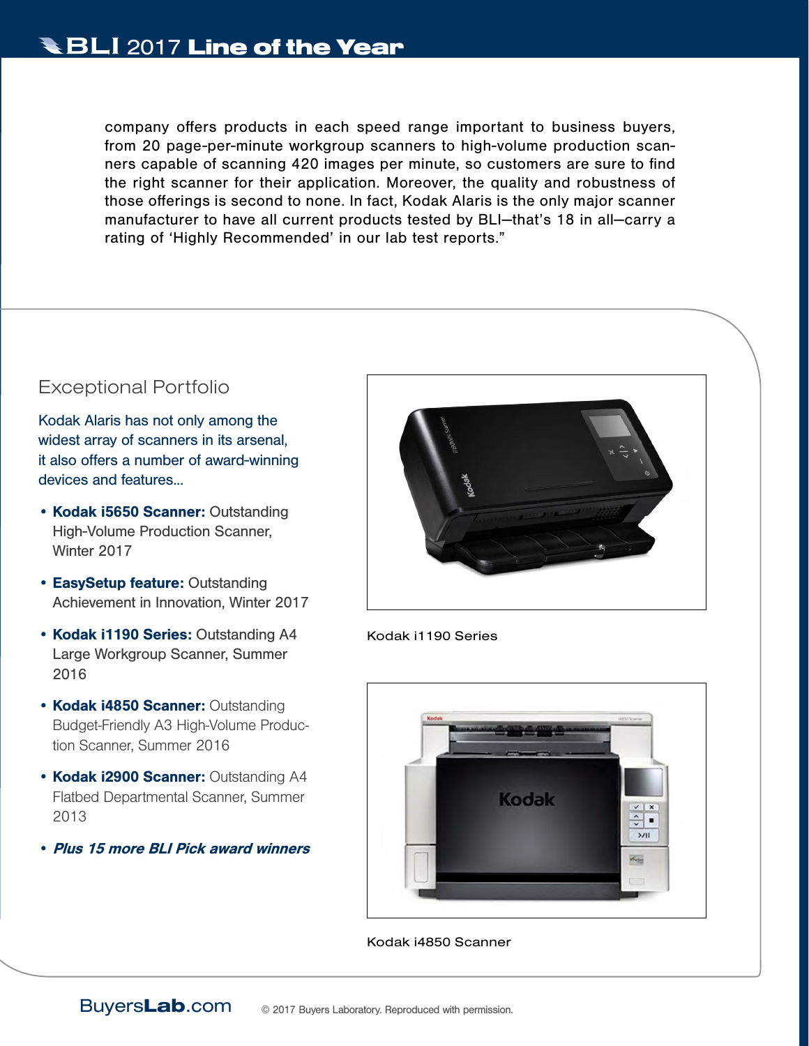company offers products in each speed range important to business buyers, from 20 page-per-minute workgroup scanners to high-volume production scanners capable of scanning 420 images per minute, so customers are sure to find the right scanner for their application. Moreover, the quality and robustness of those offerings is second to none. In fact, Kodak Alaris is the only major scanner manufacturer to have all current products tested by BLI—that's 18 in all—carry a rating of 'Highly Recommended' in our lab test reports."

## Exceptional Portfolio

Kodak Alaris has not only among the widest array of scanners in its arsenal, it also offers a number of award-winning devices and features...

- **Kodak i5650 Scanner:** Outstanding High-Volume Production Scanner, Winter 2017
- **EasySetup feature:** Outstanding Achievement in Innovation, Winter 2017
- **Kodak i1190 Series:** Outstanding A4 Large Workgroup Scanner, Summer 2016
- **Kodak i4850 Scanner:** Outstanding Budget-Friendly A3 High-Volume Production Scanner, Summer 2016
- **Kodak i2900 Scanner:** Outstanding A4 Flatbed Departmental Scanner, Summer 2013
- ***Plus 15 more BLI Pick award winners***

Kodak i1190 Series

Kodak i4850 Scanner

© 2017 Buyers Laboratory. Reproduced with permission.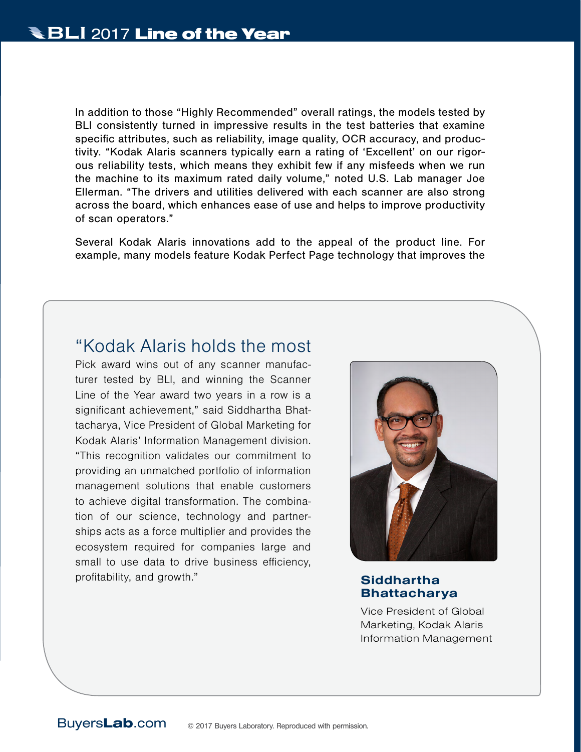In addition to those "Highly Recommended" overall ratings, the models tested by BLI consistently turned in impressive results in the test batteries that examine specific attributes, such as reliability, image quality, OCR accuracy, and productivity. "Kodak Alaris scanners typically earn a rating of 'Excellent' on our rigorous reliability tests, which means they exhibit few if any misfeeds when we run the machine to its maximum rated daily volume," noted U.S. Lab manager Joe Ellerman. "The drivers and utilities delivered with each scanner are also strong across the board, which enhances ease of use and helps to improve productivity of scan operators."

Several Kodak Alaris innovations add to the appeal of the product line. For example, many models feature Kodak Perfect Page technology that improves the

"Kodak Alaris holds the most Pick award wins out of any scanner manufacturer tested by BLI, and winning the Scanner Line of the Year award two years in a row is a significant achievement," said Siddhartha Bhattacharya, Vice President of Global Marketing for Kodak Alaris' Information Management division. "This recognition validates our commitment to providing an unmatched portfolio of information management solutions that enable customers to achieve digital transformation. The combination of our science, technology and partnerships acts as a force multiplier and provides the ecosystem required for companies large and small to use data to drive business efficiency, profitability, and growth."

**Siddhartha Bhattacharya**

Vice President of Global Marketing, Kodak Alaris Information Management

© 2017 Buyers Laboratory. Reproduced with permission.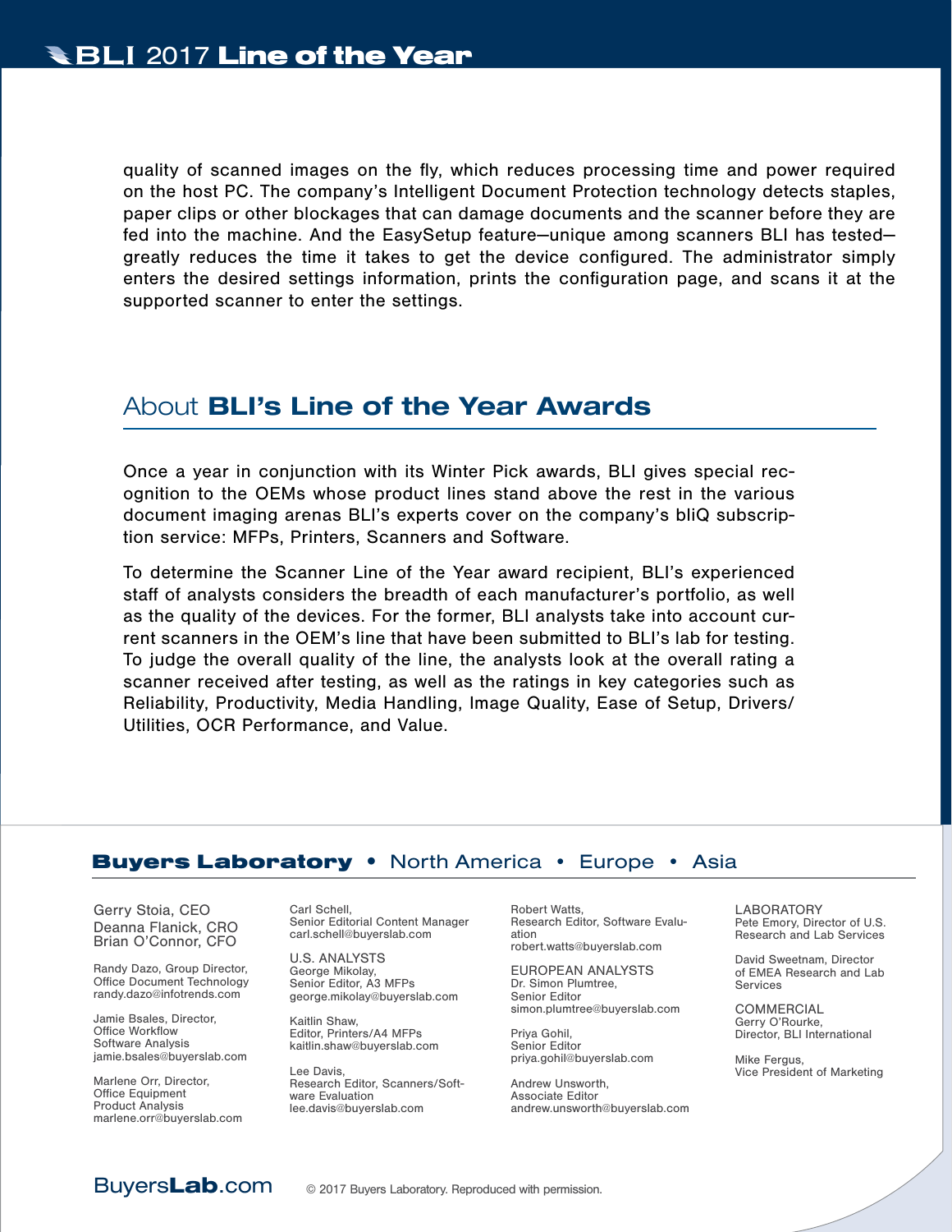quality of scanned images on the fly, which reduces processing time and power required on the host PC. The company's Intelligent Document Protection technology detects staples, paper clips or other blockages that can damage documents and the scanner before they are fed into the machine. And the EasySetup feature—unique among scanners BLI has tested—greatly reduces the time it takes to get the device configured. The administrator simply enters the desired settings information, prints the configuration page, and scans it at the supported scanner to enter the settings.

## About **BLI's Line of the Year Awards**

Once a year in conjunction with its Winter Pick awards, BLI gives special recognition to the OEMs whose product lines stand above the rest in the various document imaging arenas BLI's experts cover on the company's bliQ subscription service: MFPs, Printers, Scanners and Software.

To determine the Scanner Line of the Year award recipient, BLI's experienced staff of analysts considers the breadth of each manufacturer's portfolio, as well as the quality of the devices. For the former, BLI analysts take into account current scanners in the OEM's line that have been submitted to BLI's lab for testing. To judge the overall quality of the line, the analysts look at the overall rating a scanner received after testing, as well as the ratings in key categories such as Reliability, Productivity, Media Handling, Image Quality, Ease of Setup, Drivers/Utilities, OCR Performance, and Value.

### **Buyers Laboratory** • North America • Europe • Asia

Gerry Stoia, CEO
Deanna Flanick, CRO
Brian O'Connor, CFO

Randy Dazo, Group Director, Office Document Technology
randy.dazo@infotrends.com

Jamie Bsales, Director, Office Workflow Software Analysis
jamie.bsales@buyerslab.com

Marlene Orr, Director, Office Equipment Product Analysis
marlene.orr@buyerslab.com

Carl Schell, Senior Editorial Content Manager
carl.schell@buyerslab.com

U.S. ANALYSTS
George Mikolay, Senior Editor, A3 MFPs
george.mikolay@buyerslab.com

Kaitlin Shaw, Editor, Printers/A4 MFPs
kaitlin.shaw@buyerslab.com

Lee Davis, Research Editor, Scanners/Software Evaluation
lee.davis@buyerslab.com

Robert Watts, Research Editor, Software Evaluation
robert.watts@buyerslab.com

EUROPEAN ANALYSTS
Dr. Simon Plumtree, Senior Editor
simon.plumtree@buyerslab.com

Priya Gohil, Senior Editor
priya.gohil@buyerslab.com

Andrew Unsworth, Associate Editor
andrew.unsworth@buyerslab.com

LABORATORY
Pete Emory, Director of U.S. Research and Lab Services

David Sweetnam, Director of EMEA Research and Lab Services

COMMERCIAL
Gerry O'Rourke, Director, BLI International

Mike Fergus, Vice President of Marketing

Buyers**Lab**.com

© 2017 Buyers Laboratory. Reproduced with permission.